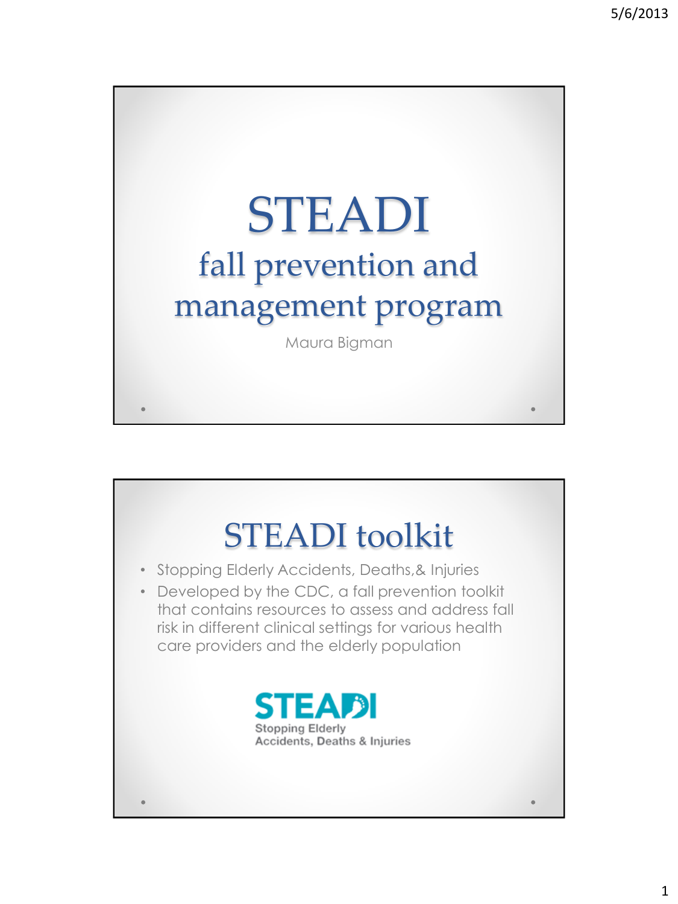# STEADI
## fall prevention and management program

Maura Bigman

# STEADI toolkit

- Stopping Elderly Accidents, Deaths,& Injuries
- Developed by the CDC, a fall prevention toolkit that contains resources to assess and address fall risk in different clinical settings for various health care providers and the elderly population

STEADI
Stopping Elderly Accidents, Deaths & Injuries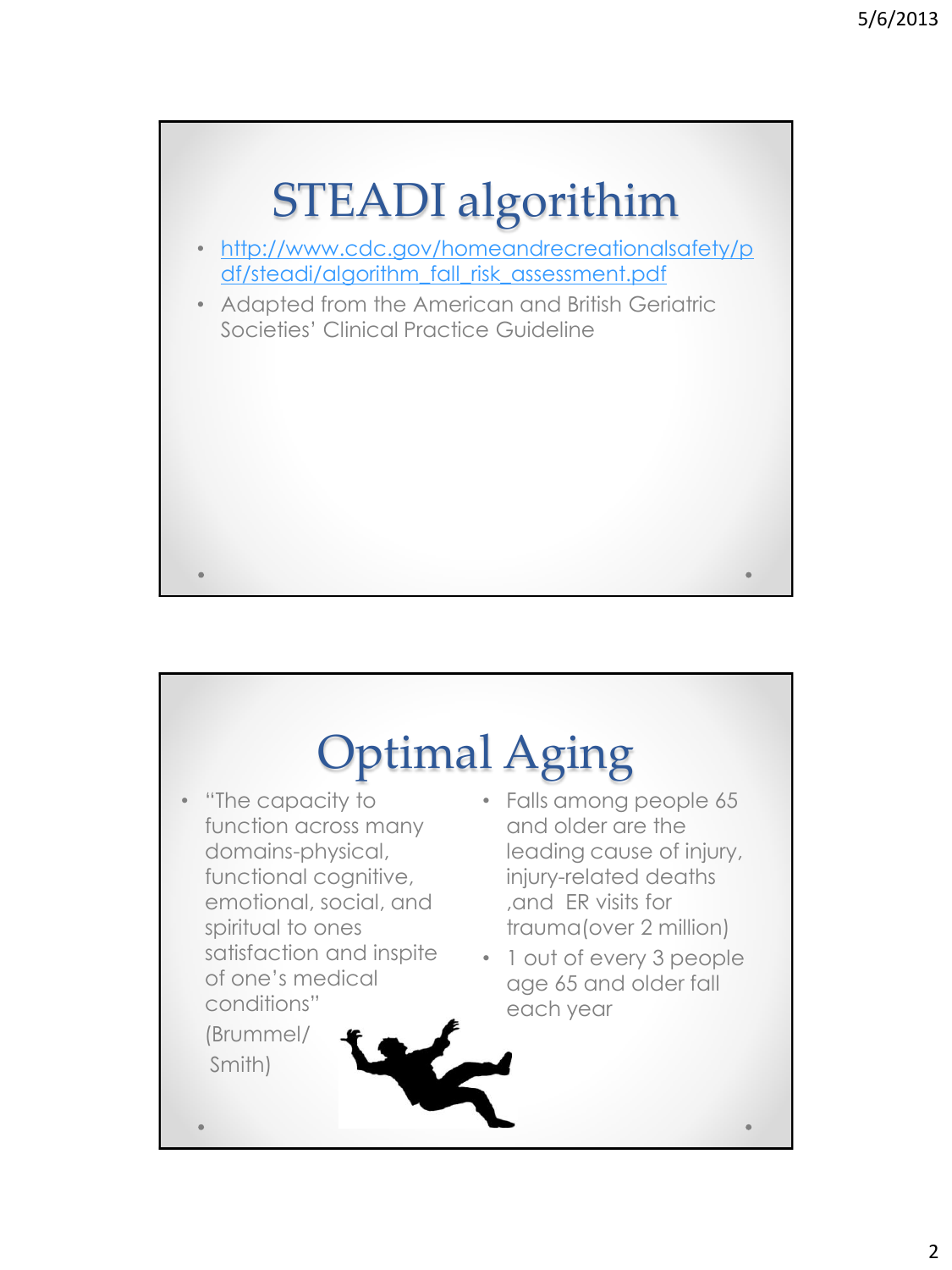# STEADI algorithim

- http://www.cdc.gov/homeandrecreationalsafety/pdf/steadi/algorithm_fall_risk_assessment.pdf
- Adapted from the American and British Geriatric Societies' Clinical Practice Guideline

# Optimal Aging

- "The capacity to function across many domains-physical, functional cognitive, emotional, social, and spiritual to ones satisfaction and inspite of one's medical conditions"

  (Brummel/ Smith)

- Falls among people 65 and older are the leading cause of injury, injury-related deaths ,and ER visits for trauma(over 2 million)
- 1 out of every 3 people age 65 and older fall each year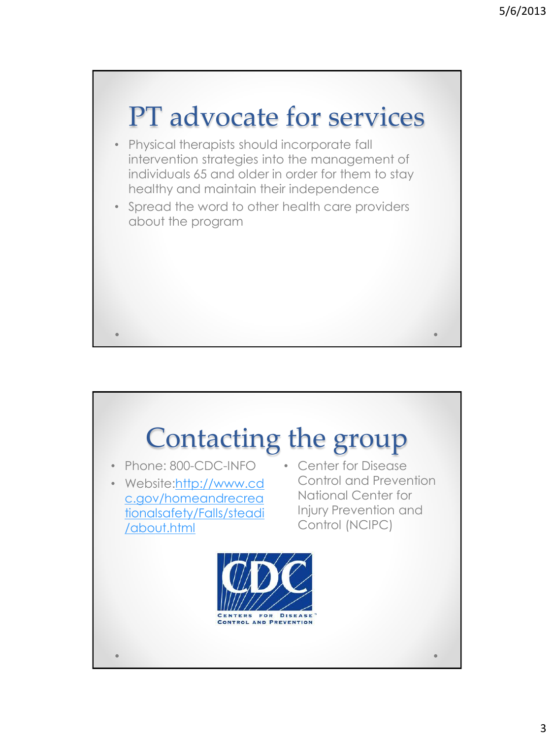# PT advocate for services

- Physical therapists should incorporate fall intervention strategies into the management of individuals 65 and older in order for them to stay healthy and maintain their independence
- Spread the word to other health care providers about the program

# Contacting the group

- Phone: 800-CDC-INFO
- Website:[http://www.cdc.gov/homeandrecreationalsafety/Falls/steadi/about.html](http://www.cdc.gov/homeandrecreationalsafety/Falls/steadi/about.html)
- Center for Disease Control and Prevention National Center for Injury Prevention and Control (NCIPC)

CDC
CENTERS FOR DISEASE CONTROL AND PREVENTION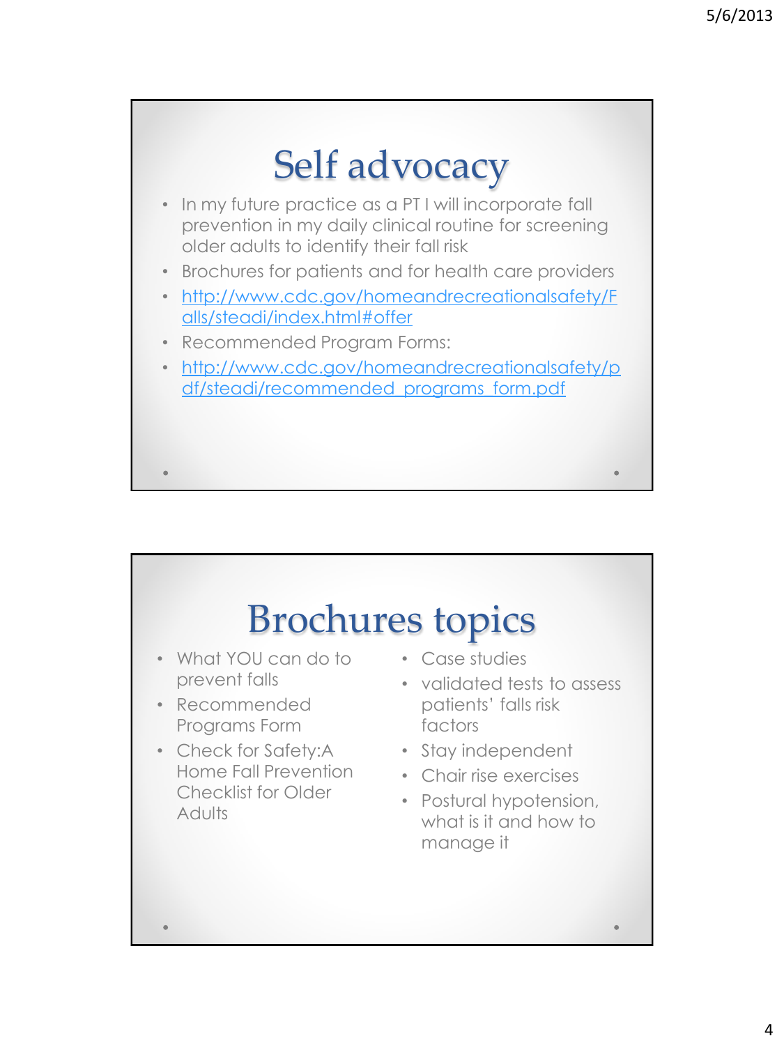# Self advocacy

- In my future practice as a PT I will incorporate fall prevention in my daily clinical routine for screening older adults to identify their fall risk
- Brochures for patients and for health care providers
- http://www.cdc.gov/homeandrecreationalsafety/Falls/steadi/index.html#offer
- Recommended Program Forms:
- http://www.cdc.gov/homeandrecreationalsafety/pdf/steadi/recommended_programs_form.pdf

# Brochures topics

- What YOU can do to prevent falls
- Recommended Programs Form
- Check for Safety:A Home Fall Prevention Checklist for Older Adults
- Case studies
- validated tests to assess patients' falls risk factors
- Stay independent
- Chair rise exercises
- Postural hypotension, what is it and how to manage it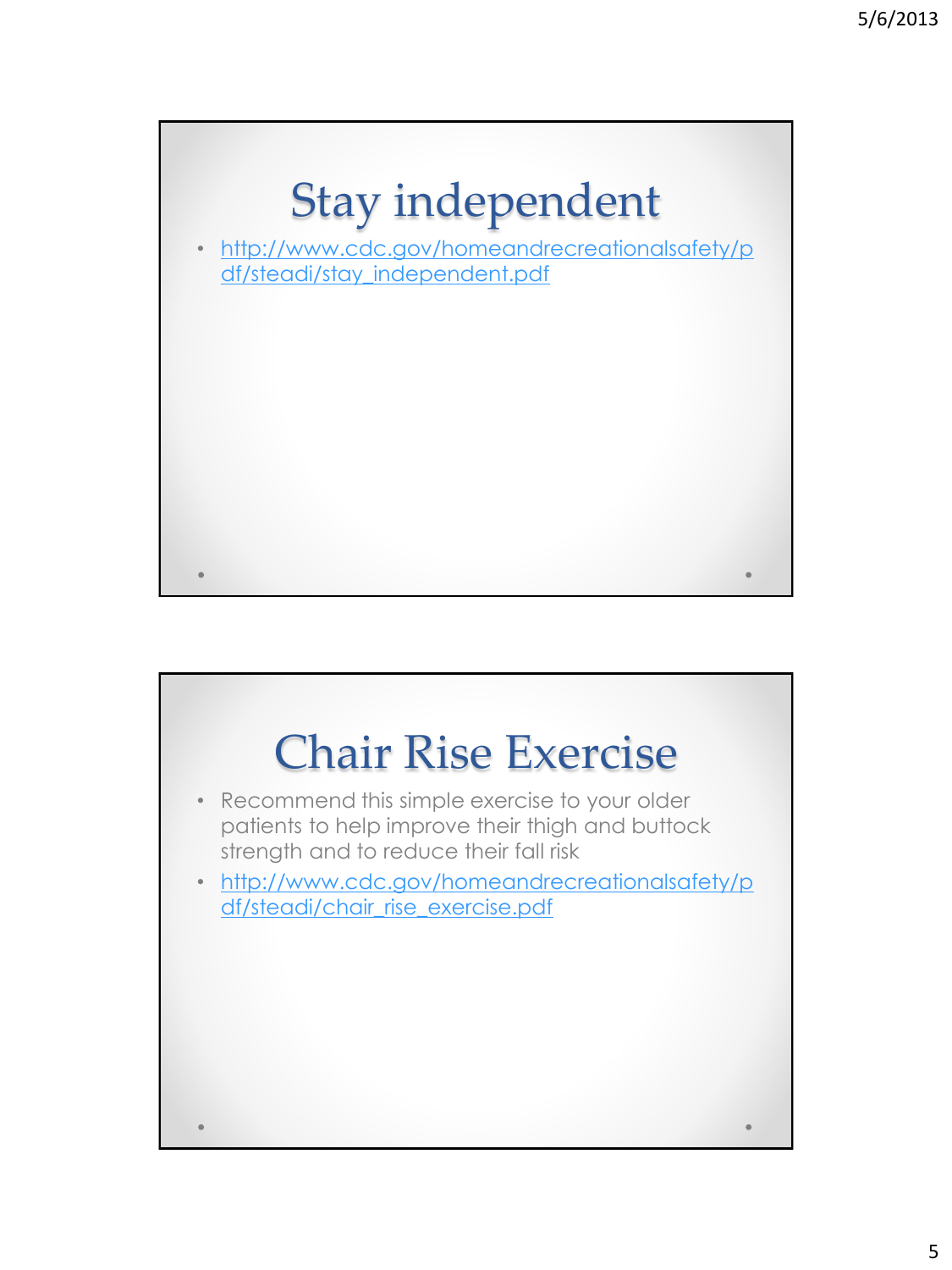# Stay independent

- http://www.cdc.gov/homeandrecreationalsafety/pdf/steadi/stay_independent.pdf

# Chair Rise Exercise

- Recommend this simple exercise to your older patients to help improve their thigh and buttock strength and to reduce their fall risk
- http://www.cdc.gov/homeandrecreationalsafety/pdf/steadi/chair_rise_exercise.pdf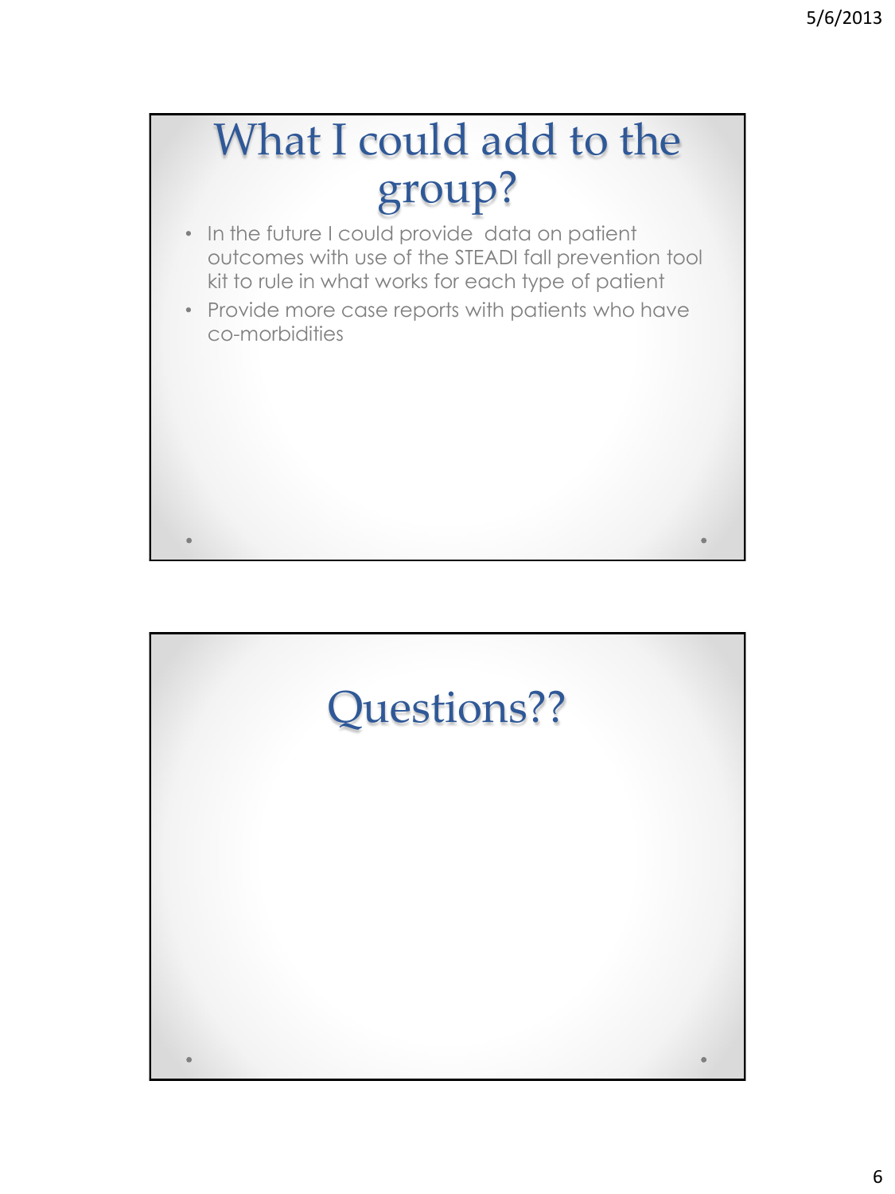# What I could add to the group?

- In the future I could provide data on patient outcomes with use of the STEADI fall prevention tool kit to rule in what works for each type of patient
- Provide more case reports with patients who have co-morbidities

# Questions??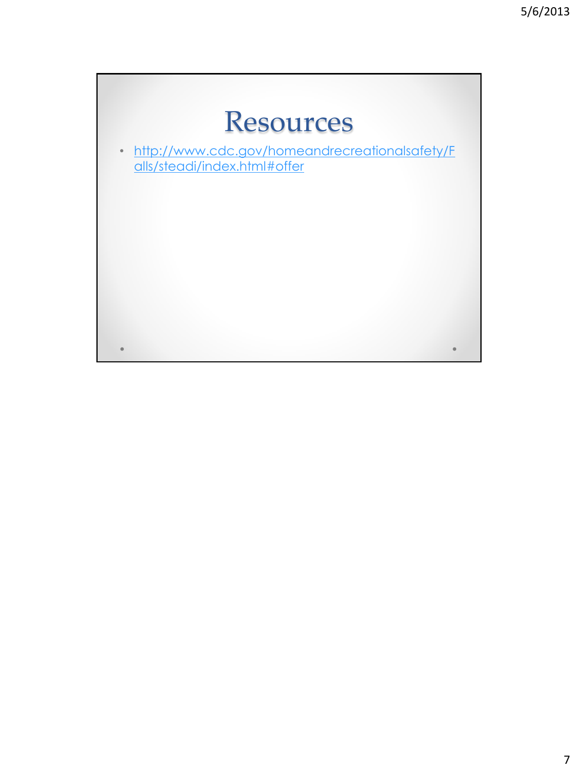# Resources

- http://www.cdc.gov/homeandrecreationalsafety/Falls/steadi/index.html#offer